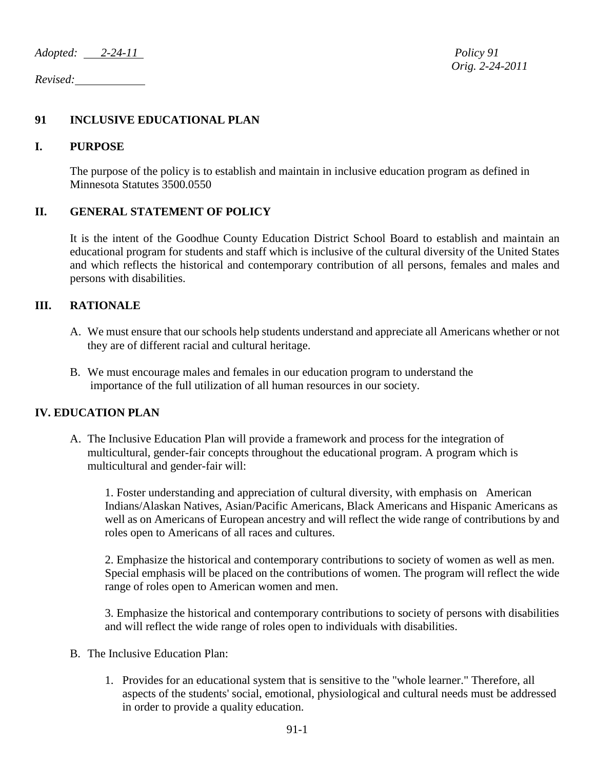*Adopted: 2-24-11* *Policy 91*
*Orig. 2-24-2011*

*Revised:*

## 91 INCLUSIVE EDUCATIONAL PLAN

### I. PURPOSE

The purpose of the policy is to establish and maintain in inclusive education program as defined in Minnesota Statutes 3500.0550

### II. GENERAL STATEMENT OF POLICY

It is the intent of the Goodhue County Education District School Board to establish and maintain an educational program for students and staff which is inclusive of the cultural diversity of the United States and which reflects the historical and contemporary contribution of all persons, females and males and persons with disabilities.

### III. RATIONALE

A. We must ensure that our schools help students understand and appreciate all Americans whether or not they are of different racial and cultural heritage.

B. We must encourage males and females in our education program to understand the importance of the full utilization of all human resources in our society.

### IV. EDUCATION PLAN

A. The Inclusive Education Plan will provide a framework and process for the integration of multicultural, gender-fair concepts throughout the educational program. A program which is multicultural and gender-fair will:

1. Foster understanding and appreciation of cultural diversity, with emphasis on American Indians/Alaskan Natives, Asian/Pacific Americans, Black Americans and Hispanic Americans as well as on Americans of European ancestry and will reflect the wide range of contributions by and roles open to Americans of all races and cultures.

2. Emphasize the historical and contemporary contributions to society of women as well as men. Special emphasis will be placed on the contributions of women. The program will reflect the wide range of roles open to American women and men.

3. Emphasize the historical and contemporary contributions to society of persons with disabilities and will reflect the wide range of roles open to individuals with disabilities.

B. The Inclusive Education Plan:

1. Provides for an educational system that is sensitive to the "whole learner." Therefore, all aspects of the students' social, emotional, physiological and cultural needs must be addressed in order to provide a quality education.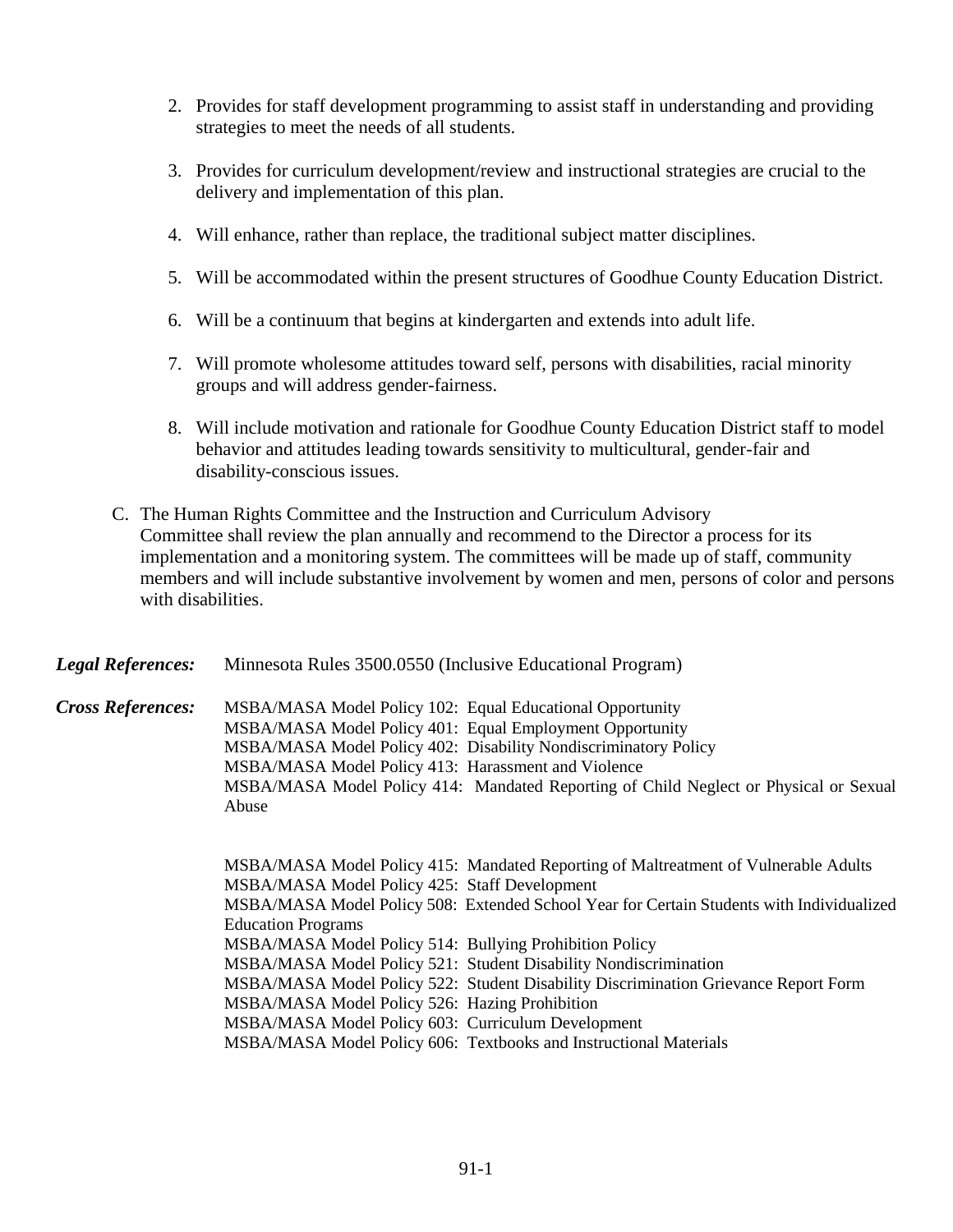2. Provides for staff development programming to assist staff in understanding and providing strategies to meet the needs of all students.

3. Provides for curriculum development/review and instructional strategies are crucial to the delivery and implementation of this plan.

4. Will enhance, rather than replace, the traditional subject matter disciplines.

5. Will be accommodated within the present structures of Goodhue County Education District.

6. Will be a continuum that begins at kindergarten and extends into adult life.

7. Will promote wholesome attitudes toward self, persons with disabilities, racial minority groups and will address gender-fairness.

8. Will include motivation and rationale for Goodhue County Education District staff to model behavior and attitudes leading towards sensitivity to multicultural, gender-fair and disability-conscious issues.

C. The Human Rights Committee and the Instruction and Curriculum Advisory Committee shall review the plan annually and recommend to the Director a process for its implementation and a monitoring system. The committees will be made up of staff, community members and will include substantive involvement by women and men, persons of color and persons with disabilities.

***Legal References:*** Minnesota Rules 3500.0550 (Inclusive Educational Program)

***Cross References:***
MSBA/MASA Model Policy 102: Equal Educational Opportunity
MSBA/MASA Model Policy 401: Equal Employment Opportunity
MSBA/MASA Model Policy 402: Disability Nondiscriminatory Policy
MSBA/MASA Model Policy 413: Harassment and Violence
MSBA/MASA Model Policy 414: Mandated Reporting of Child Neglect or Physical or Sexual Abuse

MSBA/MASA Model Policy 415: Mandated Reporting of Maltreatment of Vulnerable Adults
MSBA/MASA Model Policy 425: Staff Development
MSBA/MASA Model Policy 508: Extended School Year for Certain Students with Individualized Education Programs
MSBA/MASA Model Policy 514: Bullying Prohibition Policy
MSBA/MASA Model Policy 521: Student Disability Nondiscrimination
MSBA/MASA Model Policy 522: Student Disability Discrimination Grievance Report Form
MSBA/MASA Model Policy 526: Hazing Prohibition
MSBA/MASA Model Policy 603: Curriculum Development
MSBA/MASA Model Policy 606: Textbooks and Instructional Materials